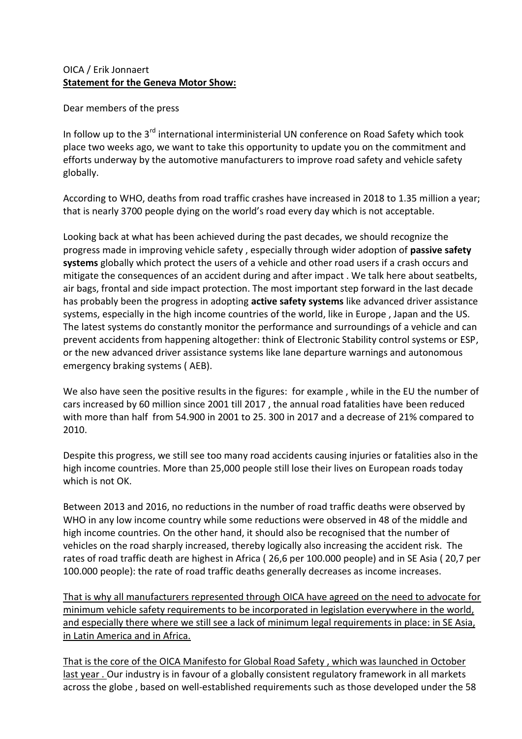OICA / Erik Jonnaert

**Statement for the Geneva Motor Show:**

Dear members of the press

In follow up to the 3rd international interministerial UN conference on Road Safety which took place two weeks ago, we want to take this opportunity to update you on the commitment and efforts underway by the automotive manufacturers to improve road safety and vehicle safety globally.

According to WHO, deaths from road traffic crashes have increased in 2018 to 1.35 million a year; that is nearly 3700 people dying on the world's road every day which is not acceptable.

Looking back at what has been achieved during the past decades, we should recognize the progress made in improving vehicle safety , especially through wider adoption of **passive safety systems** globally which protect the users of a vehicle and other road users if a crash occurs and mitigate the consequences of an accident during and after impact . We talk here about seatbelts, air bags, frontal and side impact protection. The most important step forward in the last decade has probably been the progress in adopting **active safety systems** like advanced driver assistance systems, especially in the high income countries of the world, like in Europe , Japan and the US. The latest systems do constantly monitor the performance and surroundings of a vehicle and can prevent accidents from happening altogether: think of Electronic Stability control systems or ESP, or the new advanced driver assistance systems like lane departure warnings and autonomous emergency braking systems ( AEB).

We also have seen the positive results in the figures: for example , while in the EU the number of cars increased by 60 million since 2001 till 2017 , the annual road fatalities have been reduced with more than half from 54.900 in 2001 to 25. 300 in 2017 and a decrease of 21% compared to 2010.

Despite this progress, we still see too many road accidents causing injuries or fatalities also in the high income countries. More than 25,000 people still lose their lives on European roads today which is not OK.

Between 2013 and 2016, no reductions in the number of road traffic deaths were observed by WHO in any low income country while some reductions were observed in 48 of the middle and high income countries. On the other hand, it should also be recognised that the number of vehicles on the road sharply increased, thereby logically also increasing the accident risk. The rates of road traffic death are highest in Africa ( 26,6 per 100.000 people) and in SE Asia ( 20,7 per 100.000 people): the rate of road traffic deaths generally decreases as income increases.

<u>That is why all manufacturers represented through OICA have agreed on the need to advocate for minimum vehicle safety requirements to be incorporated in legislation everywhere in the world, and especially there where we still see a lack of minimum legal requirements in place: in SE Asia, in Latin America and in Africa.</u>

<u>That is the core of the OICA Manifesto for Global Road Safety , which was launched in October last year .</u> Our industry is in favour of a globally consistent regulatory framework in all markets across the globe , based on well-established requirements such as those developed under the 58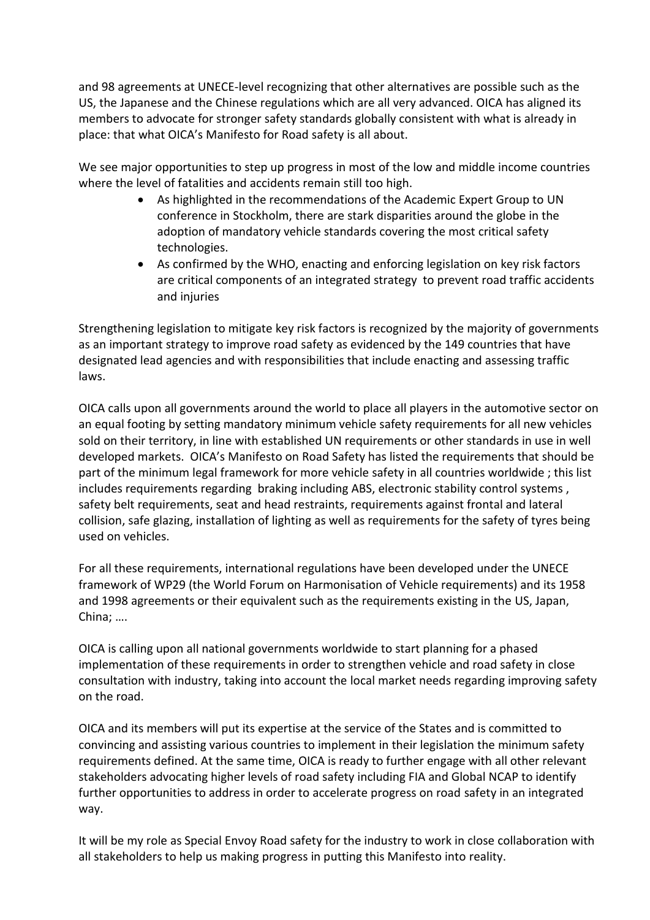and 98 agreements at UNECE-level recognizing that other alternatives are possible such as the US, the Japanese and the Chinese regulations which are all very advanced. OICA has aligned its members to advocate for stronger safety standards globally consistent with what is already in place: that what OICA's Manifesto for Road safety is all about.

We see major opportunities to step up progress in most of the low and middle income countries where the level of fatalities and accidents remain still too high.

- As highlighted in the recommendations of the Academic Expert Group to UN conference in Stockholm, there are stark disparities around the globe in the adoption of mandatory vehicle standards covering the most critical safety technologies.
- As confirmed by the WHO, enacting and enforcing legislation on key risk factors are critical components of an integrated strategy to prevent road traffic accidents and injuries

Strengthening legislation to mitigate key risk factors is recognized by the majority of governments as an important strategy to improve road safety as evidenced by the 149 countries that have designated lead agencies and with responsibilities that include enacting and assessing traffic laws.

OICA calls upon all governments around the world to place all players in the automotive sector on an equal footing by setting mandatory minimum vehicle safety requirements for all new vehicles sold on their territory, in line with established UN requirements or other standards in use in well developed markets. OICA's Manifesto on Road Safety has listed the requirements that should be part of the minimum legal framework for more vehicle safety in all countries worldwide ; this list includes requirements regarding braking including ABS, electronic stability control systems , safety belt requirements, seat and head restraints, requirements against frontal and lateral collision, safe glazing, installation of lighting as well as requirements for the safety of tyres being used on vehicles.

For all these requirements, international regulations have been developed under the UNECE framework of WP29 (the World Forum on Harmonisation of Vehicle requirements) and its 1958 and 1998 agreements or their equivalent such as the requirements existing in the US, Japan, China; ….

OICA is calling upon all national governments worldwide to start planning for a phased implementation of these requirements in order to strengthen vehicle and road safety in close consultation with industry, taking into account the local market needs regarding improving safety on the road.

OICA and its members will put its expertise at the service of the States and is committed to convincing and assisting various countries to implement in their legislation the minimum safety requirements defined. At the same time, OICA is ready to further engage with all other relevant stakeholders advocating higher levels of road safety including FIA and Global NCAP to identify further opportunities to address in order to accelerate progress on road safety in an integrated way.

It will be my role as Special Envoy Road safety for the industry to work in close collaboration with all stakeholders to help us making progress in putting this Manifesto into reality.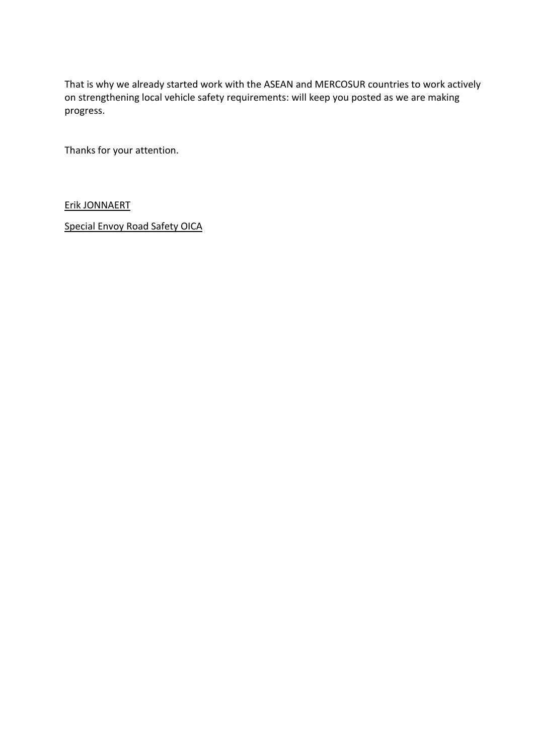That is why we already started work with the ASEAN and MERCOSUR countries to work actively on strengthening local vehicle safety requirements: will keep you posted as we are making progress.

Thanks for your attention.

<u>Erik JONNAERT</u>

<u>Special Envoy Road Safety OICA</u>